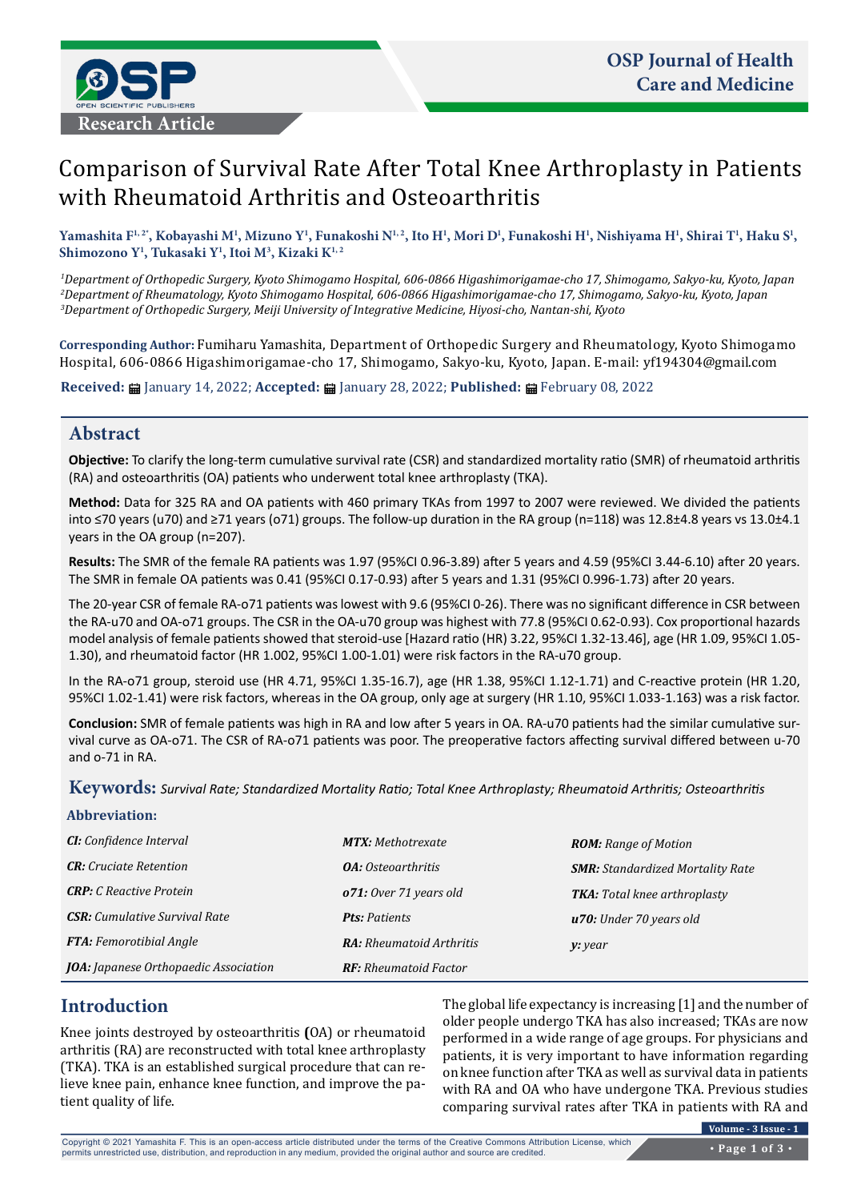Research Article

# Comparison of Survival Rate After Total Knee Arthroplasty in Patients with Rheumatoid Arthritis and Osteoarthritis

**Yamashita F[1,2*], Kobayashi M[1], Mizuno Y[1], Funakoshi N[1,2], Ito H[1], Mori D[1], Funakoshi H[1], Nishiyama H[1], Shirai T[1], Haku S[1], Shimozono Y[1], Tukasaki Y[1], Itoi M[3], Kizaki K[1,2]**

[1]*Department of Orthopedic Surgery, Kyoto Shimogamo Hospital, 606-0866 Higashimorigamae-cho 17, Shimogamo, Sakyo-ku, Kyoto, Japan*
[2]*Department of Rheumatology, Kyoto Shimogamo Hospital, 606-0866 Higashimorigamae-cho 17, Shimogamo, Sakyo-ku, Kyoto, Japan*
[3]*Department of Orthopedic Surgery, Meiji University of Integrative Medicine, Hiyosi-cho, Nantan-shi, Kyoto*

**Corresponding Author:** Fumiharu Yamashita, Department of Orthopedic Surgery and Rheumatology, Kyoto Shimogamo Hospital, 606-0866 Higashimorigamae-cho 17, Shimogamo, Sakyo-ku, Kyoto, Japan. E-mail: yf194304@gmail.com

**Received:** January 14, 2022; **Accepted:** January 28, 2022; **Published:** February 08, 2022

## Abstract

**Objective:** To clarify the long-term cumulative survival rate (CSR) and standardized mortality ratio (SMR) of rheumatoid arthritis (RA) and osteoarthritis (OA) patients who underwent total knee arthroplasty (TKA).

**Method:** Data for 325 RA and OA patients with 460 primary TKAs from 1997 to 2007 were reviewed. We divided the patients into ≤70 years (u70) and ≥71 years (o71) groups. The follow-up duration in the RA group (n=118) was 12.8±4.8 years vs 13.0±4.1 years in the OA group (n=207).

**Results:** The SMR of the female RA patients was 1.97 (95%CI 0.96-3.89) after 5 years and 4.59 (95%CI 3.44-6.10) after 20 years. The SMR in female OA patients was 0.41 (95%CI 0.17-0.93) after 5 years and 1.31 (95%CI 0.996-1.73) after 20 years.

The 20-year CSR of female RA-o71 patients was lowest with 9.6 (95%CI 0-26). There was no significant difference in CSR between the RA-u70 and OA-o71 groups. The CSR in the OA-u70 group was highest with 77.8 (95%CI 0.62-0.93). Cox proportional hazards model analysis of female patients showed that steroid-use [Hazard ratio (HR) 3.22, 95%CI 1.32-13.46], age (HR 1.09, 95%CI 1.05-1.30), and rheumatoid factor (HR 1.002, 95%CI 1.00-1.01) were risk factors in the RA-u70 group.

In the RA-o71 group, steroid use (HR 4.71, 95%CI 1.35-16.7), age (HR 1.38, 95%CI 1.12-1.71) and C-reactive protein (HR 1.20, 95%CI 1.02-1.41) were risk factors, whereas in the OA group, only age at surgery (HR 1.10, 95%CI 1.033-1.163) was a risk factor.

**Conclusion:** SMR of female patients was high in RA and low after 5 years in OA. RA-u70 patients had the similar cumulative survival curve as OA-o71. The CSR of RA-o71 patients was poor. The preoperative factors affecting survival differed between u-70 and o-71 in RA.

**Keywords:** *Survival Rate; Standardized Mortality Ratio; Total Knee Arthroplasty; Rheumatoid Arthritis; Osteoarthritis*

**Abbreviation:**

| | | |
|---|---|---|
| ***CI:*** *Confidence Interval* | ***MTX:*** *Methotrexate* | ***ROM:*** *Range of Motion* |
| ***CR:*** *Cruciate Retention* | ***OA:*** *Osteoarthritis* | ***SMR:*** *Standardized Mortality Rate* |
| ***CRP:*** *C Reactive Protein* | ***o71:*** *Over 71 years old* | ***TKA:*** *Total knee arthroplasty* |
| ***CSR:*** *Cumulative Survival Rate* | ***Pts:*** *Patients* | ***u70:*** *Under 70 years old* |
| ***FTA:*** *Femorotibial Angle* | ***RA:*** *Rheumatoid Arthritis* | ***y:*** *year* |
| ***JOA:*** *Japanese Orthopaedic Association* | ***RF:*** *Rheumatoid Factor* | |

## Introduction

Knee joints destroyed by osteoarthritis (OA) or rheumatoid arthritis (RA) are reconstructed with total knee arthroplasty (TKA). TKA is an established surgical procedure that can relieve knee pain, enhance knee function, and improve the patient quality of life.

The global life expectancy is increasing [1] and the number of older people undergo TKA has also increased; TKAs are now performed in a wide range of age groups. For physicians and patients, it is very important to have information regarding on knee function after TKA as well as survival data in patients with RA and OA who have undergone TKA. Previous studies comparing survival rates after TKA in patients with RA and

Copyright © 2021 Yamashita F. This is an open-access article distributed under the terms of the Creative Commons Attribution License, which permits unrestricted use, distribution, and reproduction in any medium, provided the original author and source are credited.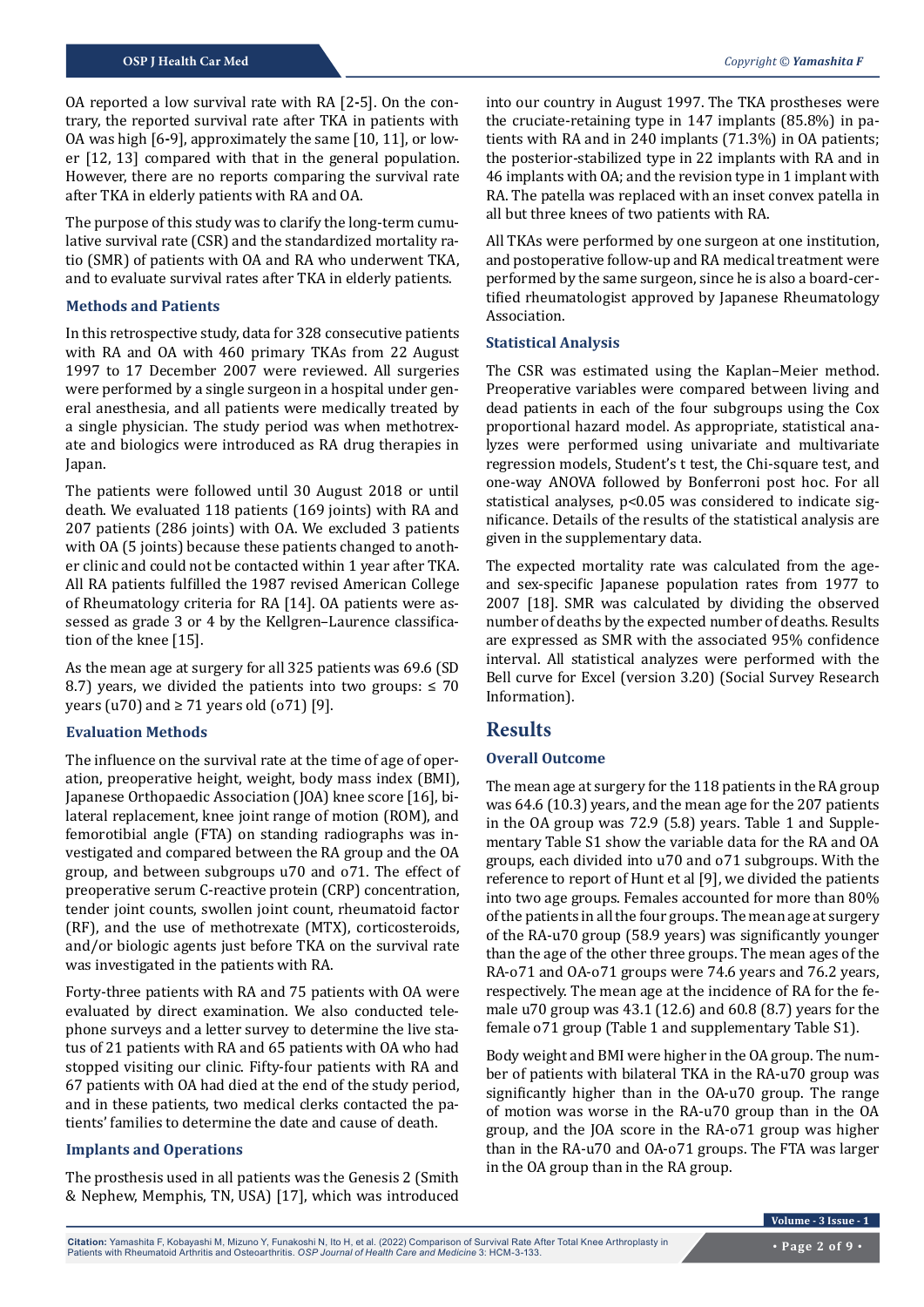OA reported a low survival rate with RA [2-5]. On the contrary, the reported survival rate after TKA in patients with OA was high [6-9], approximately the same [10, 11], or lower [12, 13] compared with that in the general population. However, there are no reports comparing the survival rate after TKA in elderly patients with RA and OA.

The purpose of this study was to clarify the long-term cumulative survival rate (CSR) and the standardized mortality ratio (SMR) of patients with OA and RA who underwent TKA, and to evaluate survival rates after TKA in elderly patients.

### Methods and Patients

In this retrospective study, data for 328 consecutive patients with RA and OA with 460 primary TKAs from 22 August 1997 to 17 December 2007 were reviewed. All surgeries were performed by a single surgeon in a hospital under general anesthesia, and all patients were medically treated by a single physician. The study period was when methotrexate and biologics were introduced as RA drug therapies in Japan.

The patients were followed until 30 August 2018 or until death. We evaluated 118 patients (169 joints) with RA and 207 patients (286 joints) with OA. We excluded 3 patients with OA (5 joints) because these patients changed to another clinic and could not be contacted within 1 year after TKA. All RA patients fulfilled the 1987 revised American College of Rheumatology criteria for RA [14]. OA patients were assessed as grade 3 or 4 by the Kellgren–Laurence classification of the knee [15].

As the mean age at surgery for all 325 patients was 69.6 (SD 8.7) years, we divided the patients into two groups: ≤ 70 years (u70) and ≥ 71 years old (o71) [9].

### Evaluation Methods

The influence on the survival rate at the time of age of operation, preoperative height, weight, body mass index (BMI), Japanese Orthopaedic Association (JOA) knee score [16], bilateral replacement, knee joint range of motion (ROM), and femorotibial angle (FTA) on standing radiographs was investigated and compared between the RA group and the OA group, and between subgroups u70 and o71. The effect of preoperative serum C-reactive protein (CRP) concentration, tender joint counts, swollen joint count, rheumatoid factor (RF), and the use of methotrexate (MTX), corticosteroids, and/or biologic agents just before TKA on the survival rate was investigated in the patients with RA.

Forty-three patients with RA and 75 patients with OA were evaluated by direct examination. We also conducted telephone surveys and a letter survey to determine the live status of 21 patients with RA and 65 patients with OA who had stopped visiting our clinic. Fifty-four patients with RA and 67 patients with OA had died at the end of the study period, and in these patients, two medical clerks contacted the patients' families to determine the date and cause of death.

### Implants and Operations

The prosthesis used in all patients was the Genesis 2 (Smith & Nephew, Memphis, TN, USA) [17], which was introduced into our country in August 1997. The TKA prostheses were the cruciate-retaining type in 147 implants (85.8%) in patients with RA and in 240 implants (71.3%) in OA patients; the posterior-stabilized type in 22 implants with RA and in 46 implants with OA; and the revision type in 1 implant with RA. The patella was replaced with an inset convex patella in all but three knees of two patients with RA.

All TKAs were performed by one surgeon at one institution, and postoperative follow-up and RA medical treatment were performed by the same surgeon, since he is also a board-certified rheumatologist approved by Japanese Rheumatology Association.

### Statistical Analysis

The CSR was estimated using the Kaplan–Meier method. Preoperative variables were compared between living and dead patients in each of the four subgroups using the Cox proportional hazard model. As appropriate, statistical analyzes were performed using univariate and multivariate regression models, Student's t test, the Chi-square test, and one-way ANOVA followed by Bonferroni post hoc. For all statistical analyses, $p<0.05$ was considered to indicate significance. Details of the results of the statistical analysis are given in the supplementary data.

The expected mortality rate was calculated from the age- and sex-specific Japanese population rates from 1977 to 2007 [18]. SMR was calculated by dividing the observed number of deaths by the expected number of deaths. Results are expressed as SMR with the associated 95% confidence interval. All statistical analyzes were performed with the Bell curve for Excel (version 3.20) (Social Survey Research Information).

## Results

### Overall Outcome

The mean age at surgery for the 118 patients in the RA group was 64.6 (10.3) years, and the mean age for the 207 patients in the OA group was 72.9 (5.8) years. Table 1 and Supplementary Table S1 show the variable data for the RA and OA groups, each divided into u70 and o71 subgroups. With the reference to report of Hunt et al [9], we divided the patients into two age groups. Females accounted for more than 80% of the patients in all the four groups. The mean age at surgery of the RA-u70 group (58.9 years) was significantly younger than the age of the other three groups. The mean ages of the RA-o71 and OA-o71 groups were 74.6 years and 76.2 years, respectively. The mean age at the incidence of RA for the female u70 group was 43.1 (12.6) and 60.8 (8.7) years for the female o71 group (Table 1 and supplementary Table S1).

Body weight and BMI were higher in the OA group. The number of patients with bilateral TKA in the RA-u70 group was significantly higher than in the OA-u70 group. The range of motion was worse in the RA-u70 group than in the OA group, and the JOA score in the RA-o71 group was higher than in the RA-u70 and OA-o71 groups. The FTA was larger in the OA group than in the RA group.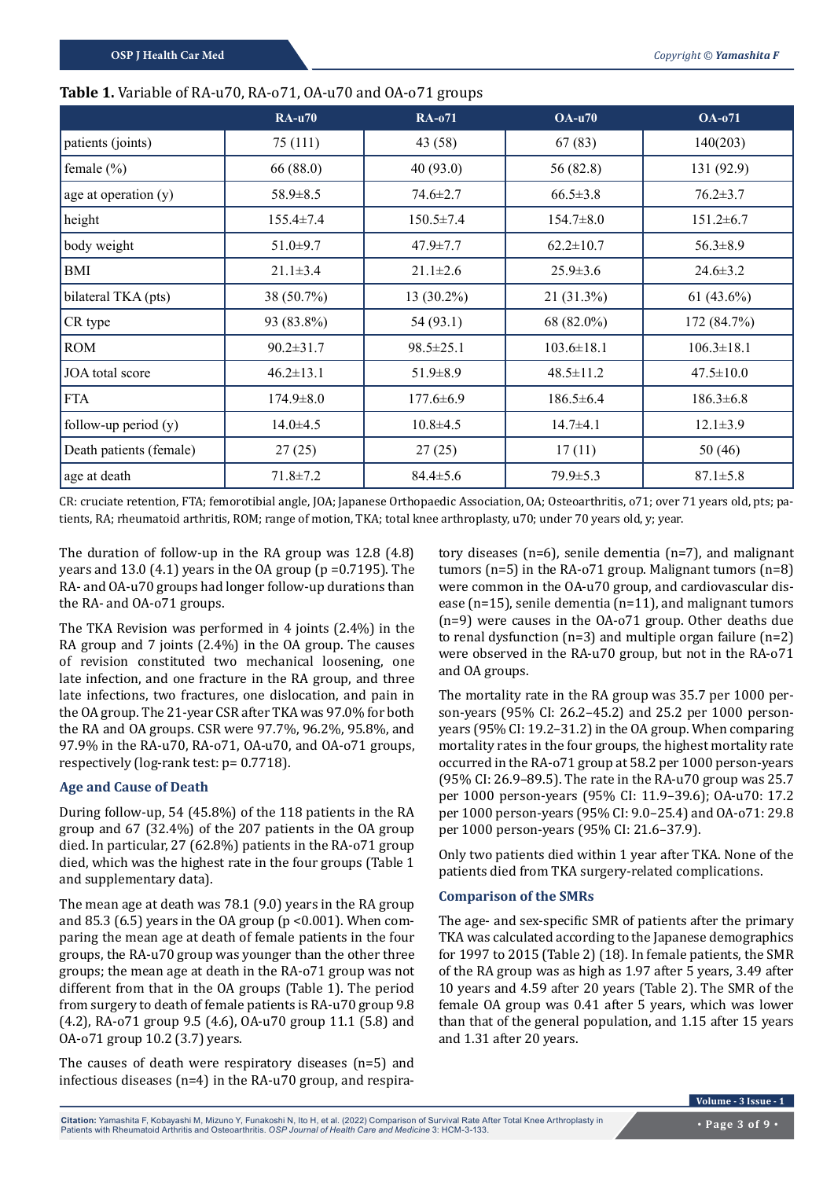**Table 1.** Variable of RA-u70, RA-o71, OA-u70 and OA-o71 groups

| | RA-u70 | RA-o71 | OA-u70 | OA-o71 |
|---|---|---|---|---|
| patients (joints) | 75 (111) | 43 (58) | 67 (83) | 140(203) |
| female (%) | 66 (88.0) | 40 (93.0) | 56 (82.8) | 131 (92.9) |
| age at operation (y) | 58.9±8.5 | 74.6±2.7 | 66.5±3.8 | 76.2±3.7 |
| height | 155.4±7.4 | 150.5±7.4 | 154.7±8.0 | 151.2±6.7 |
| body weight | 51.0±9.7 | 47.9±7.7 | 62.2±10.7 | 56.3±8.9 |
| BMI | 21.1±3.4 | 21.1±2.6 | 25.9±3.6 | 24.6±3.2 |
| bilateral TKA (pts) | 38 (50.7%) | 13 (30.2%) | 21 (31.3%) | 61 (43.6%) |
| CR type | 93 (83.8%) | 54 (93.1) | 68 (82.0%) | 172 (84.7%) |
| ROM | 90.2±31.7 | 98.5±25.1 | 103.6±18.1 | 106.3±18.1 |
| JOA total score | 46.2±13.1 | 51.9±8.9 | 48.5±11.2 | 47.5±10.0 |
| FTA | 174.9±8.0 | 177.6±6.9 | 186.5±6.4 | 186.3±6.8 |
| follow-up period (y) | 14.0±4.5 | 10.8±4.5 | 14.7±4.1 | 12.1±3.9 |
| Death patients (female) | 27 (25) | 27 (25) | 17 (11) | 50 (46) |
| age at death | 71.8±7.2 | 84.4±5.6 | 79.9±5.3 | 87.1±5.8 |

CR: cruciate retention, FTA; femorotibial angle, JOA; Japanese Orthopaedic Association, OA; Osteoarthritis, o71; over 71 years old, pts; patients, RA; rheumatoid arthritis, ROM; range of motion, TKA; total knee arthroplasty, u70; under 70 years old, y; year.

The duration of follow-up in the RA group was 12.8 (4.8) years and 13.0 (4.1) years in the OA group (p =0.7195). The RA- and OA-u70 groups had longer follow-up durations than the RA- and OA-o71 groups.

The TKA Revision was performed in 4 joints (2.4%) in the RA group and 7 joints (2.4%) in the OA group. The causes of revision constituted two mechanical loosening, one late infection, and one fracture in the RA group, and three late infections, two fractures, one dislocation, and pain in the OA group. The 21-year CSR after TKA was 97.0% for both the RA and OA groups. CSR were 97.7%, 96.2%, 95.8%, and 97.9% in the RA-u70, RA-o71, OA-u70, and OA-o71 groups, respectively (log-rank test: p= 0.7718).

### Age and Cause of Death

During follow-up, 54 (45.8%) of the 118 patients in the RA group and 67 (32.4%) of the 207 patients in the OA group died. In particular, 27 (62.8%) patients in the RA-o71 group died, which was the highest rate in the four groups (Table 1 and supplementary data).

The mean age at death was 78.1 (9.0) years in the RA group and 85.3 (6.5) years in the OA group (p <0.001). When comparing the mean age at death of female patients in the four groups, the RA-u70 group was younger than the other three groups; the mean age at death in the RA-o71 group was not different from that in the OA groups (Table 1). The period from surgery to death of female patients is RA-u70 group 9.8 (4.2), RA-o71 group 9.5 (4.6), OA-u70 group 11.1 (5.8) and OA-o71 group 10.2 (3.7) years.

The causes of death were respiratory diseases (n=5) and infectious diseases (n=4) in the RA-u70 group, and respiratory diseases (n=6), senile dementia (n=7), and malignant tumors (n=5) in the RA-o71 group. Malignant tumors (n=8) were common in the OA-u70 group, and cardiovascular disease (n=15), senile dementia (n=11), and malignant tumors (n=9) were causes in the OA-o71 group. Other deaths due to renal dysfunction (n=3) and multiple organ failure (n=2) were observed in the RA-u70 group, but not in the RA-o71 and OA groups.

The mortality rate in the RA group was 35.7 per 1000 person-years (95% CI: 26.2–45.2) and 25.2 per 1000 person-years (95% CI: 19.2–31.2) in the OA group. When comparing mortality rates in the four groups, the highest mortality rate occurred in the RA-o71 group at 58.2 per 1000 person-years (95% CI: 26.9–89.5). The rate in the RA-u70 group was 25.7 per 1000 person-years (95% CI: 11.9–39.6); OA-u70: 17.2 per 1000 person-years (95% CI: 9.0–25.4) and OA-o71: 29.8 per 1000 person-years (95% CI: 21.6–37.9).

Only two patients died within 1 year after TKA. None of the patients died from TKA surgery-related complications.

### Comparison of the SMRs

The age- and sex-specific SMR of patients after the primary TKA was calculated according to the Japanese demographics for 1997 to 2015 (Table 2) (18). In female patients, the SMR of the RA group was as high as 1.97 after 5 years, 3.49 after 10 years and 4.59 after 20 years (Table 2). The SMR of the female OA group was 0.41 after 5 years, which was lower than that of the general population, and 1.15 after 15 years and 1.31 after 20 years.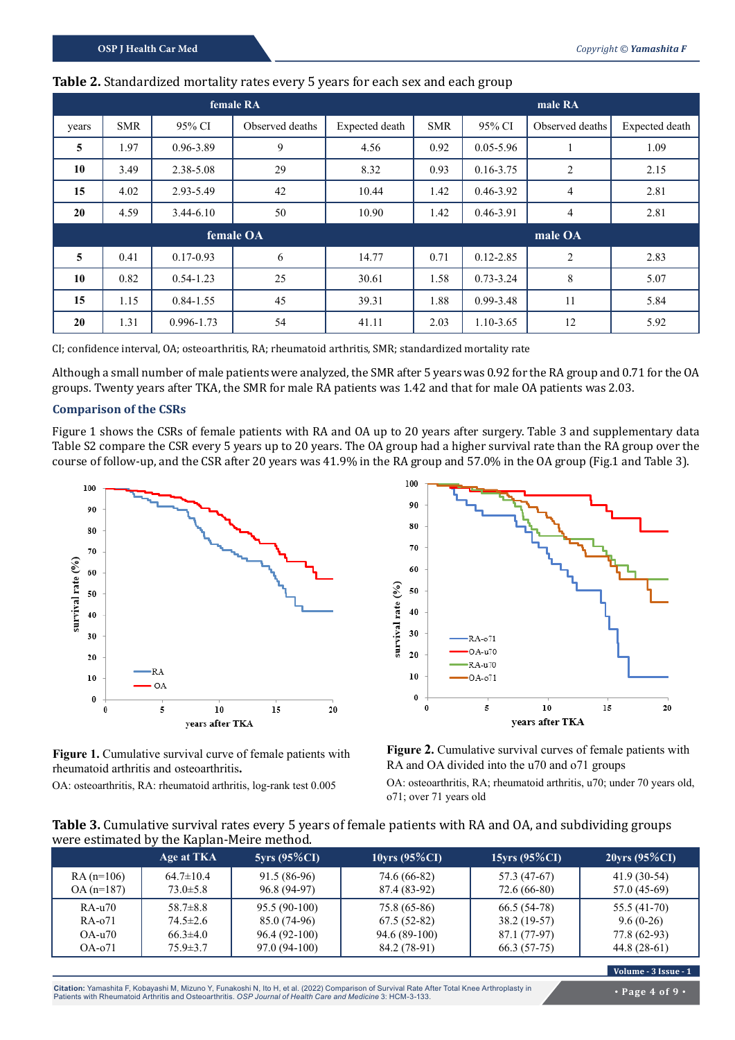**Table 2.** Standardized mortality rates every 5 years for each sex and each group

| | female RA | | | | male RA | | | |
|---|---|---|---|---|---|---|---|---|
| years | SMR | 95% CI | Observed deaths | Expected death | SMR | 95% CI | Observed deaths | Expected death |
| **5** | 1.97 | 0.96-3.89 | 9 | 4.56 | 0.92 | 0.05-5.96 | 1 | 1.09 |
| **10** | 3.49 | 2.38-5.08 | 29 | 8.32 | 0.93 | 0.16-3.75 | 2 | 2.15 |
| **15** | 4.02 | 2.93-5.49 | 42 | 10.44 | 1.42 | 0.46-3.92 | 4 | 2.81 |
| **20** | 4.59 | 3.44-6.10 | 50 | 10.90 | 1.42 | 0.46-3.91 | 4 | 2.81 |
| | **female OA** | | | | **male OA** | | | |
| **5** | 0.41 | 0.17-0.93 | 6 | 14.77 | 0.71 | 0.12-2.85 | 2 | 2.83 |
| **10** | 0.82 | 0.54-1.23 | 25 | 30.61 | 1.58 | 0.73-3.24 | 8 | 5.07 |
| **15** | 1.15 | 0.84-1.55 | 45 | 39.31 | 1.88 | 0.99-3.48 | 11 | 5.84 |
| **20** | 1.31 | 0.996-1.73 | 54 | 41.11 | 2.03 | 1.10-3.65 | 12 | 5.92 |

CI; confidence interval, OA; osteoarthritis, RA; rheumatoid arthritis, SMR; standardized mortality rate

Although a small number of male patients were analyzed, the SMR after 5 years was 0.92 for the RA group and 0.71 for the OA groups. Twenty years after TKA, the SMR for male RA patients was 1.42 and that for male OA patients was 2.03.

### Comparison of the CSRs

Figure 1 shows the CSRs of female patients with RA and OA up to 20 years after surgery. Table 3 and supplementary data Table S2 compare the CSR every 5 years up to 20 years. The OA group had a higher survival rate than the RA group over the course of follow-up, and the CSR after 20 years was 41.9% in the RA group and 57.0% in the OA group (Fig.1 and Table 3).

**Figure 1.** Cumulative survival curve of female patients with rheumatoid arthritis and osteoarthritis.

OA: osteoarthritis, RA: rheumatoid arthritis, log-rank test 0.005

**Figure 2.** Cumulative survival curves of female patients with RA and OA divided into the u70 and o71 groups

OA: osteoarthritis, RA; rheumatoid arthritis, u70; under 70 years old, o71; over 71 years old

**Table 3.** Cumulative survival rates every 5 years of female patients with RA and OA, and subdividing groups were estimated by the Kaplan-Meire method.

| | Age at TKA | 5yrs (95%CI) | 10yrs (95%CI) | 15yrs (95%CI) | 20yrs (95%CI) |
|---|---|---|---|---|---|
| RA (n=106) | 64.7±10.4 | 91.5 (86-96) | 74.6 (66-82) | 57.3 (47-67) | 41.9 (30-54) |
| OA (n=187) | 73.0±5.8 | 96.8 (94-97) | 87.4 (83-92) | 72.6 (66-80) | 57.0 (45-69) |
| RA-u70 | 58.7±8.8 | 95.5 (90-100) | 75.8 (65-86) | 66.5 (54-78) | 55.5 (41-70) |
| RA-o71 | 74.5±2.6 | 85.0 (74-96) | 67.5 (52-82) | 38.2 (19-57) | 9.6 (0-26) |
| OA-u70 | 66.3±4.0 | 96.4 (92-100) | 94.6 (89-100) | 87.1 (77-97) | 77.8 (62-93) |
| OA-o71 | 75.9±3.7 | 97.0 (94-100) | 84.2 (78-91) | 66.3 (57-75) | 44.8 (28-61) |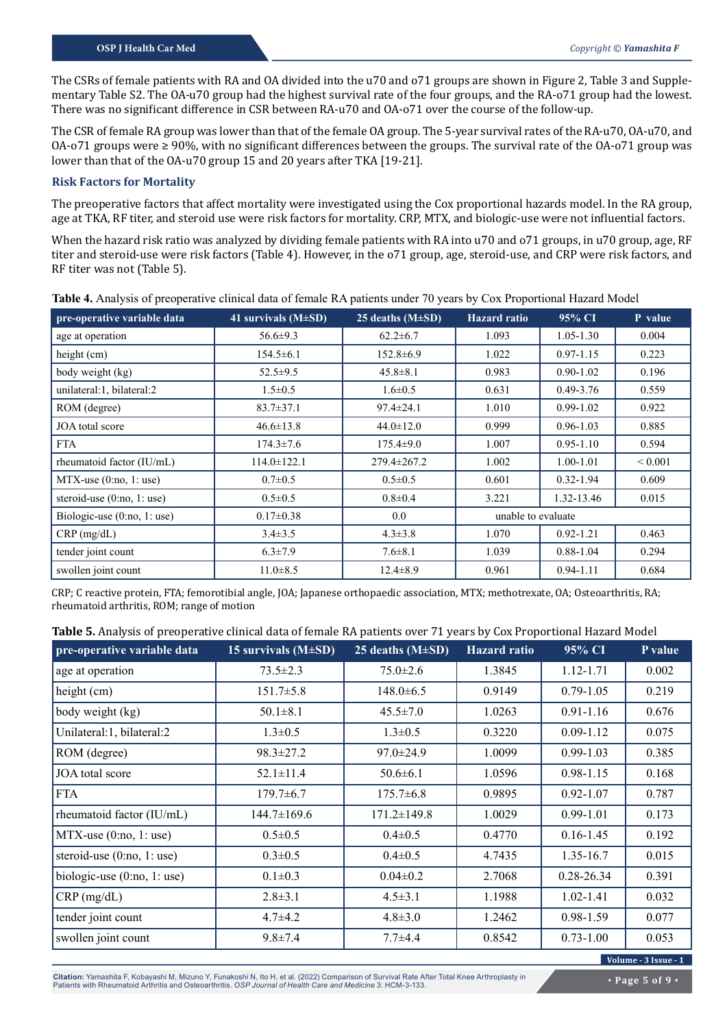The CSRs of female patients with RA and OA divided into the u70 and o71 groups are shown in Figure 2, Table 3 and Supplementary Table S2. The OA-u70 group had the highest survival rate of the four groups, and the RA-o71 group had the lowest. There was no significant difference in CSR between RA-u70 and OA-o71 over the course of the follow-up.

The CSR of female RA group was lower than that of the female OA group. The 5-year survival rates of the RA-u70, OA-u70, and OA-o71 groups were ≥ 90%, with no significant differences between the groups. The survival rate of the OA-o71 group was lower than that of the OA-u70 group 15 and 20 years after TKA [19-21].

### Risk Factors for Mortality

The preoperative factors that affect mortality were investigated using the Cox proportional hazards model. In the RA group, age at TKA, RF titer, and steroid use were risk factors for mortality. CRP, MTX, and biologic-use were not influential factors.

When the hazard risk ratio was analyzed by dividing female patients with RA into u70 and o71 groups, in u70 group, age, RF titer and steroid-use were risk factors (Table 4). However, in the o71 group, age, steroid-use, and CRP were risk factors, and RF titer was not (Table 5).

**Table 4.** Analysis of preoperative clinical data of female RA patients under 70 years by Cox Proportional Hazard Model

| pre-operative variable data | 41 survivals (M±SD) | 25 deaths (M±SD) | Hazard ratio | 95% CI | P value |
|---|---|---|---|---|---|
| age at operation | 56.6±9.3 | 62.2±6.7 | 1.093 | 1.05-1.30 | 0.004 |
| height (cm) | 154.5±6.1 | 152.8±6.9 | 1.022 | 0.97-1.15 | 0.223 |
| body weight (kg) | 52.5±9.5 | 45.8±8.1 | 0.983 | 0.90-1.02 | 0.196 |
| unilateral:1, bilateral:2 | 1.5±0.5 | 1.6±0.5 | 0.631 | 0.49-3.76 | 0.559 |
| ROM (degree) | 83.7±37.1 | 97.4±24.1 | 1.010 | 0.99-1.02 | 0.922 |
| JOA total score | 46.6±13.8 | 44.0±12.0 | 0.999 | 0.96-1.03 | 0.885 |
| FTA | 174.3±7.6 | 175.4±9.0 | 1.007 | 0.95-1.10 | 0.594 |
| rheumatoid factor (IU/mL) | 114.0±122.1 | 279.4±267.2 | 1.002 | 1.00-1.01 | < 0.001 |
| MTX-use (0:no, 1: use) | 0.7±0.5 | 0.5±0.5 | 0.601 | 0.32-1.94 | 0.609 |
| steroid-use (0:no, 1: use) | 0.5±0.5 | 0.8±0.4 | 3.221 | 1.32-13.46 | 0.015 |
| Biologic-use (0:no, 1: use) | 0.17±0.38 | 0.0 | unable to evaluate | | |
| CRP (mg/dL) | 3.4±3.5 | 4.3±3.8 | 1.070 | 0.92-1.21 | 0.463 |
| tender joint count | 6.3±7.9 | 7.6±8.1 | 1.039 | 0.88-1.04 | 0.294 |
| swollen joint count | 11.0±8.5 | 12.4±8.9 | 0.961 | 0.94-1.11 | 0.684 |

CRP; C reactive protein, FTA; femorotibial angle, JOA; Japanese orthopaedic association, MTX; methotrexate, OA; Osteoarthritis, RA; rheumatoid arthritis, ROM; range of motion

**Table 5.** Analysis of preoperative clinical data of female RA patients over 71 years by Cox Proportional Hazard Model

| pre-operative variable data | 15 survivals (M±SD) | 25 deaths (M±SD) | Hazard ratio | 95% CI | P value |
|---|---|---|---|---|---|
| age at operation | 73.5±2.3 | 75.0±2.6 | 1.3845 | 1.12-1.71 | 0.002 |
| height (cm) | 151.7±5.8 | 148.0±6.5 | 0.9149 | 0.79-1.05 | 0.219 |
| body weight (kg) | 50.1±8.1 | 45.5±7.0 | 1.0263 | 0.91-1.16 | 0.676 |
| Unilateral:1, bilateral:2 | 1.3±0.5 | 1.3±0.5 | 0.3220 | 0.09-1.12 | 0.075 |
| ROM (degree) | 98.3±27.2 | 97.0±24.9 | 1.0099 | 0.99-1.03 | 0.385 |
| JOA total score | 52.1±11.4 | 50.6±6.1 | 1.0596 | 0.98-1.15 | 0.168 |
| FTA | 179.7±6.7 | 175.7±6.8 | 0.9895 | 0.92-1.07 | 0.787 |
| rheumatoid factor (IU/mL) | 144.7±169.6 | 171.2±149.8 | 1.0029 | 0.99-1.01 | 0.173 |
| MTX-use (0:no, 1: use) | 0.5±0.5 | 0.4±0.5 | 0.4770 | 0.16-1.45 | 0.192 |
| steroid-use (0:no, 1: use) | 0.3±0.5 | 0.4±0.5 | 4.7435 | 1.35-16.7 | 0.015 |
| biologic-use (0:no, 1: use) | 0.1±0.3 | 0.04±0.2 | 2.7068 | 0.28-26.34 | 0.391 |
| CRP (mg/dL) | 2.8±3.1 | 4.5±3.1 | 1.1988 | 1.02-1.41 | 0.032 |
| tender joint count | 4.7±4.2 | 4.8±3.0 | 1.2462 | 0.98-1.59 | 0.077 |
| swollen joint count | 9.8±7.4 | 7.7±4.4 | 0.8542 | 0.73-1.00 | 0.053 |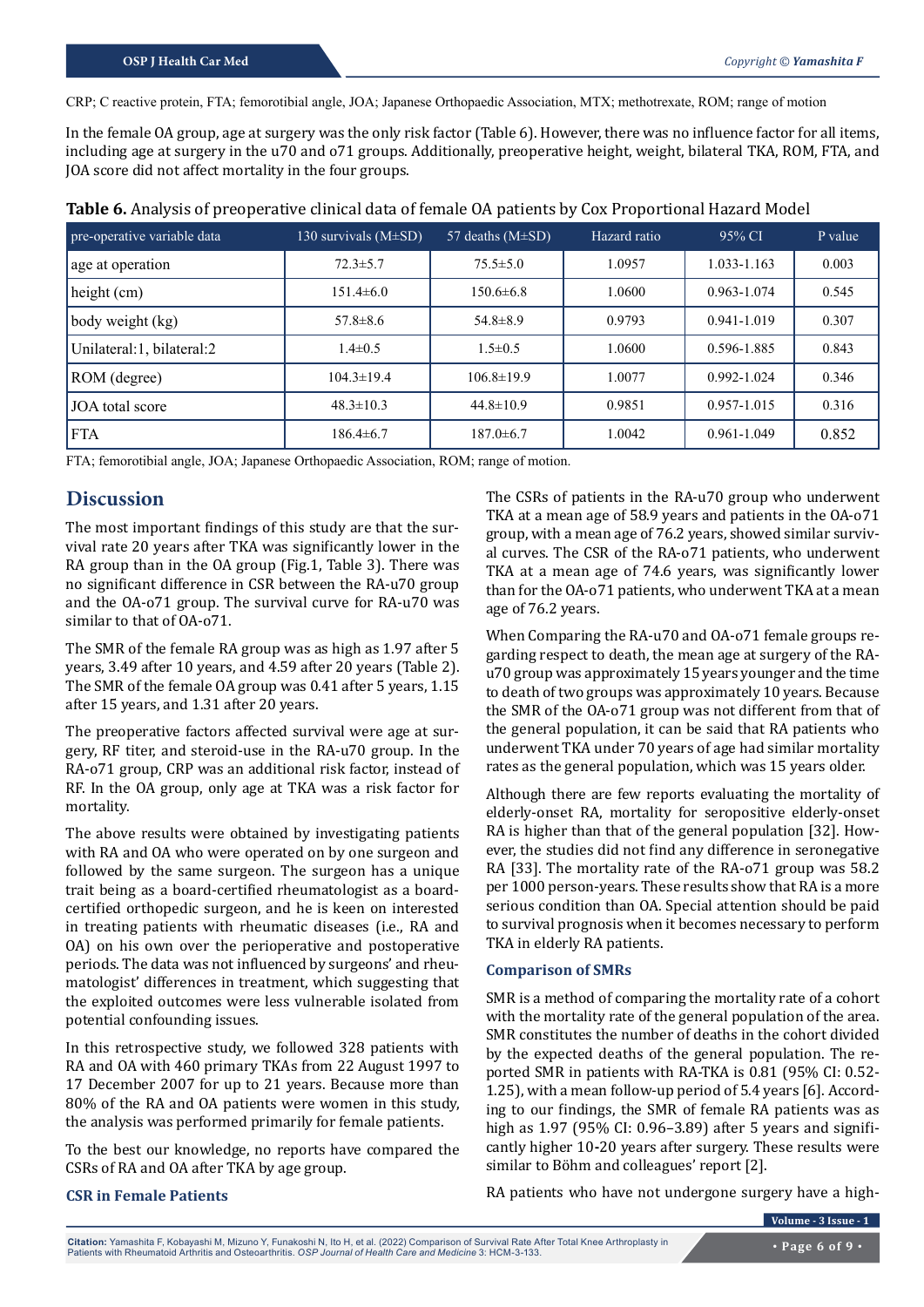CRP; C reactive protein, FTA; femorotibial angle, JOA; Japanese Orthopaedic Association, MTX; methotrexate, ROM; range of motion

In the female OA group, age at surgery was the only risk factor (Table 6). However, there was no influence factor for all items, including age at surgery in the u70 and o71 groups. Additionally, preoperative height, weight, bilateral TKA, ROM, FTA, and JOA score did not affect mortality in the four groups.

**Table 6.** Analysis of preoperative clinical data of female OA patients by Cox Proportional Hazard Model

| pre-operative variable data | 130 survivals (M±SD) | 57 deaths (M±SD) | Hazard ratio | 95% CI | P value |
|---|---|---|---|---|---|
| age at operation | 72.3±5.7 | 75.5±5.0 | 1.0957 | 1.033-1.163 | 0.003 |
| height (cm) | 151.4±6.0 | 150.6±6.8 | 1.0600 | 0.963-1.074 | 0.545 |
| body weight (kg) | 57.8±8.6 | 54.8±8.9 | 0.9793 | 0.941-1.019 | 0.307 |
| Unilateral:1, bilateral:2 | 1.4±0.5 | 1.5±0.5 | 1.0600 | 0.596-1.885 | 0.843 |
| ROM (degree) | 104.3±19.4 | 106.8±19.9 | 1.0077 | 0.992-1.024 | 0.346 |
| JOA total score | 48.3±10.3 | 44.8±10.9 | 0.9851 | 0.957-1.015 | 0.316 |
| FTA | 186.4±6.7 | 187.0±6.7 | 1.0042 | 0.961-1.049 | 0.852 |

FTA; femorotibial angle, JOA; Japanese Orthopaedic Association, ROM; range of motion.

## Discussion

The most important findings of this study are that the survival rate 20 years after TKA was significantly lower in the RA group than in the OA group (Fig.1, Table 3). There was no significant difference in CSR between the RA-u70 group and the OA-o71 group. The survival curve for RA-u70 was similar to that of OA-o71.

The SMR of the female RA group was as high as 1.97 after 5 years, 3.49 after 10 years, and 4.59 after 20 years (Table 2). The SMR of the female OA group was 0.41 after 5 years, 1.15 after 15 years, and 1.31 after 20 years.

The preoperative factors affected survival were age at surgery, RF titer, and steroid-use in the RA-u70 group. In the RA-o71 group, CRP was an additional risk factor, instead of RF. In the OA group, only age at TKA was a risk factor for mortality.

The above results were obtained by investigating patients with RA and OA who were operated on by one surgeon and followed by the same surgeon. The surgeon has a unique trait being as a board-certified rheumatologist as a board-certified orthopedic surgeon, and he is keen on interested in treating patients with rheumatic diseases (i.e., RA and OA) on his own over the perioperative and postoperative periods. The data was not influenced by surgeons' and rheumatologist' differences in treatment, which suggesting that the exploited outcomes were less vulnerable isolated from potential confounding issues.

In this retrospective study, we followed 328 patients with RA and OA with 460 primary TKAs from 22 August 1997 to 17 December 2007 for up to 21 years. Because more than 80% of the RA and OA patients were women in this study, the analysis was performed primarily for female patients.

To the best our knowledge, no reports have compared the CSRs of RA and OA after TKA by age group.

### CSR in Female Patients

The CSRs of patients in the RA-u70 group who underwent TKA at a mean age of 58.9 years and patients in the OA-o71 group, with a mean age of 76.2 years, showed similar survival curves. The CSR of the RA-o71 patients, who underwent TKA at a mean age of 74.6 years, was significantly lower than for the OA-o71 patients, who underwent TKA at a mean age of 76.2 years.

When Comparing the RA-u70 and OA-o71 female groups regarding respect to death, the mean age at surgery of the RA-u70 group was approximately 15 years younger and the time to death of two groups was approximately 10 years. Because the SMR of the OA-o71 group was not different from that of the general population, it can be said that RA patients who underwent TKA under 70 years of age had similar mortality rates as the general population, which was 15 years older.

Although there are few reports evaluating the mortality of elderly-onset RA, mortality for seropositive elderly-onset RA is higher than that of the general population [32]. However, the studies did not find any difference in seronegative RA [33]. The mortality rate of the RA-o71 group was 58.2 per 1000 person-years. These results show that RA is a more serious condition than OA. Special attention should be paid to survival prognosis when it becomes necessary to perform TKA in elderly RA patients.

### Comparison of SMRs

SMR is a method of comparing the mortality rate of a cohort with the mortality rate of the general population of the area. SMR constitutes the number of deaths in the cohort divided by the expected deaths of the general population. The reported SMR in patients with RA-TKA is 0.81 (95% CI: 0.52-1.25), with a mean follow-up period of 5.4 years [6]. According to our findings, the SMR of female RA patients was as high as 1.97 (95% CI: 0.96–3.89) after 5 years and significantly higher 10-20 years after surgery. These results were similar to Böhm and colleagues' report [2].

RA patients who have not undergone surgery have a high-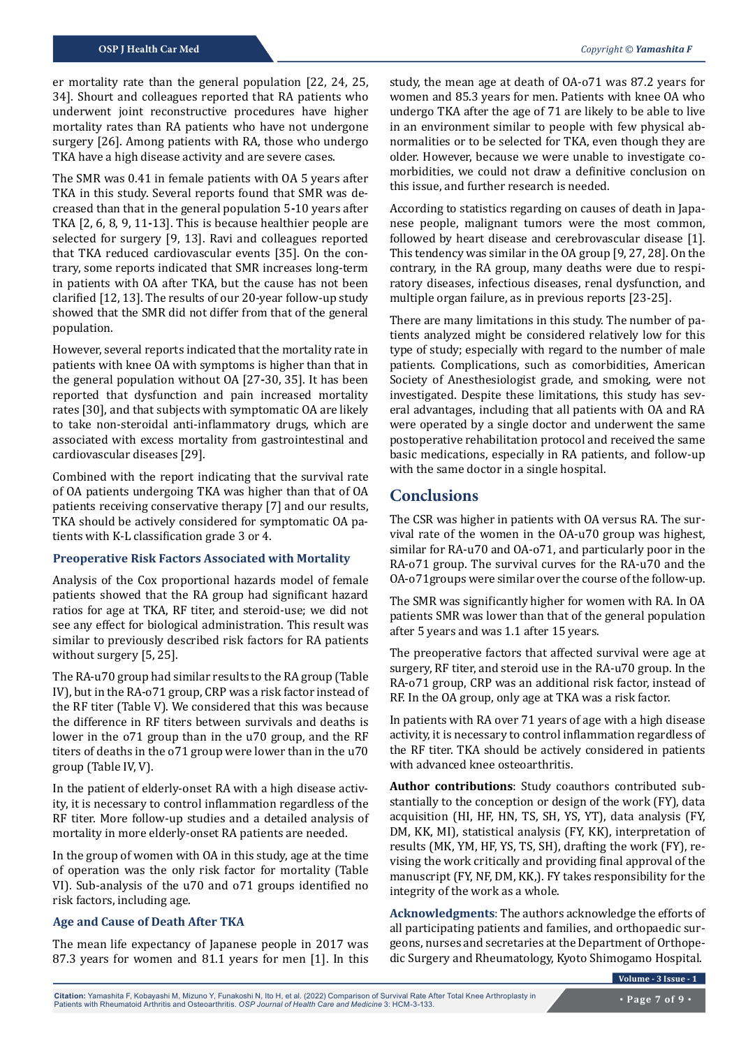er mortality rate than the general population [22, 24, 25, 34]. Shourt and colleagues reported that RA patients who underwent joint reconstructive procedures have higher mortality rates than RA patients who have not undergone surgery [26]. Among patients with RA, those who undergo TKA have a high disease activity and are severe cases.

The SMR was 0.41 in female patients with OA 5 years after TKA in this study. Several reports found that SMR was decreased than that in the general population 5-10 years after TKA [2, 6, 8, 9, 11-13]. This is because healthier people are selected for surgery [9, 13]. Ravi and colleagues reported that TKA reduced cardiovascular events [35]. On the contrary, some reports indicated that SMR increases long-term in patients with OA after TKA, but the cause has not been clarified [12, 13]. The results of our 20-year follow-up study showed that the SMR did not differ from that of the general population.

However, several reports indicated that the mortality rate in patients with knee OA with symptoms is higher than that in the general population without OA [27-30, 35]. It has been reported that dysfunction and pain increased mortality rates [30], and that subjects with symptomatic OA are likely to take non-steroidal anti-inflammatory drugs, which are associated with excess mortality from gastrointestinal and cardiovascular diseases [29].

Combined with the report indicating that the survival rate of OA patients undergoing TKA was higher than that of OA patients receiving conservative therapy [7] and our results, TKA should be actively considered for symptomatic OA patients with K-L classification grade 3 or 4.

### Preoperative Risk Factors Associated with Mortality

Analysis of the Cox proportional hazards model of female patients showed that the RA group had significant hazard ratios for age at TKA, RF titer, and steroid-use; we did not see any effect for biological administration. This result was similar to previously described risk factors for RA patients without surgery [5, 25].

The RA-u70 group had similar results to the RA group (Table IV), but in the RA-o71 group, CRP was a risk factor instead of the RF titer (Table V). We considered that this was because the difference in RF titers between survivals and deaths is lower in the o71 group than in the u70 group, and the RF titers of deaths in the o71 group were lower than in the u70 group (Table IV, V).

In the patient of elderly-onset RA with a high disease activity, it is necessary to control inflammation regardless of the RF titer. More follow-up studies and a detailed analysis of mortality in more elderly-onset RA patients are needed.

In the group of women with OA in this study, age at the time of operation was the only risk factor for mortality (Table VI). Sub-analysis of the u70 and o71 groups identified no risk factors, including age.

### Age and Cause of Death After TKA

The mean life expectancy of Japanese people in 2017 was 87.3 years for women and 81.1 years for men [1]. In this study, the mean age at death of OA-o71 was 87.2 years for women and 85.3 years for men. Patients with knee OA who undergo TKA after the age of 71 are likely to be able to live in an environment similar to people with few physical abnormalities or to be selected for TKA, even though they are older. However, because we were unable to investigate comorbidities, we could not draw a definitive conclusion on this issue, and further research is needed.

According to statistics regarding on causes of death in Japanese people, malignant tumors were the most common, followed by heart disease and cerebrovascular disease [1]. This tendency was similar in the OA group [9, 27, 28]. On the contrary, in the RA group, many deaths were due to respiratory diseases, infectious diseases, renal dysfunction, and multiple organ failure, as in previous reports [23-25].

There are many limitations in this study. The number of patients analyzed might be considered relatively low for this type of study; especially with regard to the number of male patients. Complications, such as comorbidities, American Society of Anesthesiologist grade, and smoking, were not investigated. Despite these limitations, this study has several advantages, including that all patients with OA and RA were operated by a single doctor and underwent the same postoperative rehabilitation protocol and received the same basic medications, especially in RA patients, and follow-up with the same doctor in a single hospital.

## Conclusions

The CSR was higher in patients with OA versus RA. The survival rate of the women in the OA-u70 group was highest, similar for RA-u70 and OA-o71, and particularly poor in the RA-o71 group. The survival curves for the RA-u70 and the OA-o71groups were similar over the course of the follow-up.

The SMR was significantly higher for women with RA. In OA patients SMR was lower than that of the general population after 5 years and was 1.1 after 15 years.

The preoperative factors that affected survival were age at surgery, RF titer, and steroid use in the RA-u70 group. In the RA-o71 group, CRP was an additional risk factor, instead of RF. In the OA group, only age at TKA was a risk factor.

In patients with RA over 71 years of age with a high disease activity, it is necessary to control inflammation regardless of the RF titer. TKA should be actively considered in patients with advanced knee osteoarthritis.

**Author contributions**: Study coauthors contributed substantially to the conception or design of the work (FY), data acquisition (HI, HF, HN, TS, SH, YS, YT), data analysis (FY, DM, KK, MI), statistical analysis (FY, KK), interpretation of results (MK, YM, HF, YS, TS, SH), drafting the work (FY), revising the work critically and providing final approval of the manuscript (FY, NF, DM, KK,). FY takes responsibility for the integrity of the work as a whole.

**Acknowledgments**: The authors acknowledge the efforts of all participating patients and families, and orthopaedic surgeons, nurses and secretaries at the Department of Orthopedic Surgery and Rheumatology, Kyoto Shimogamo Hospital.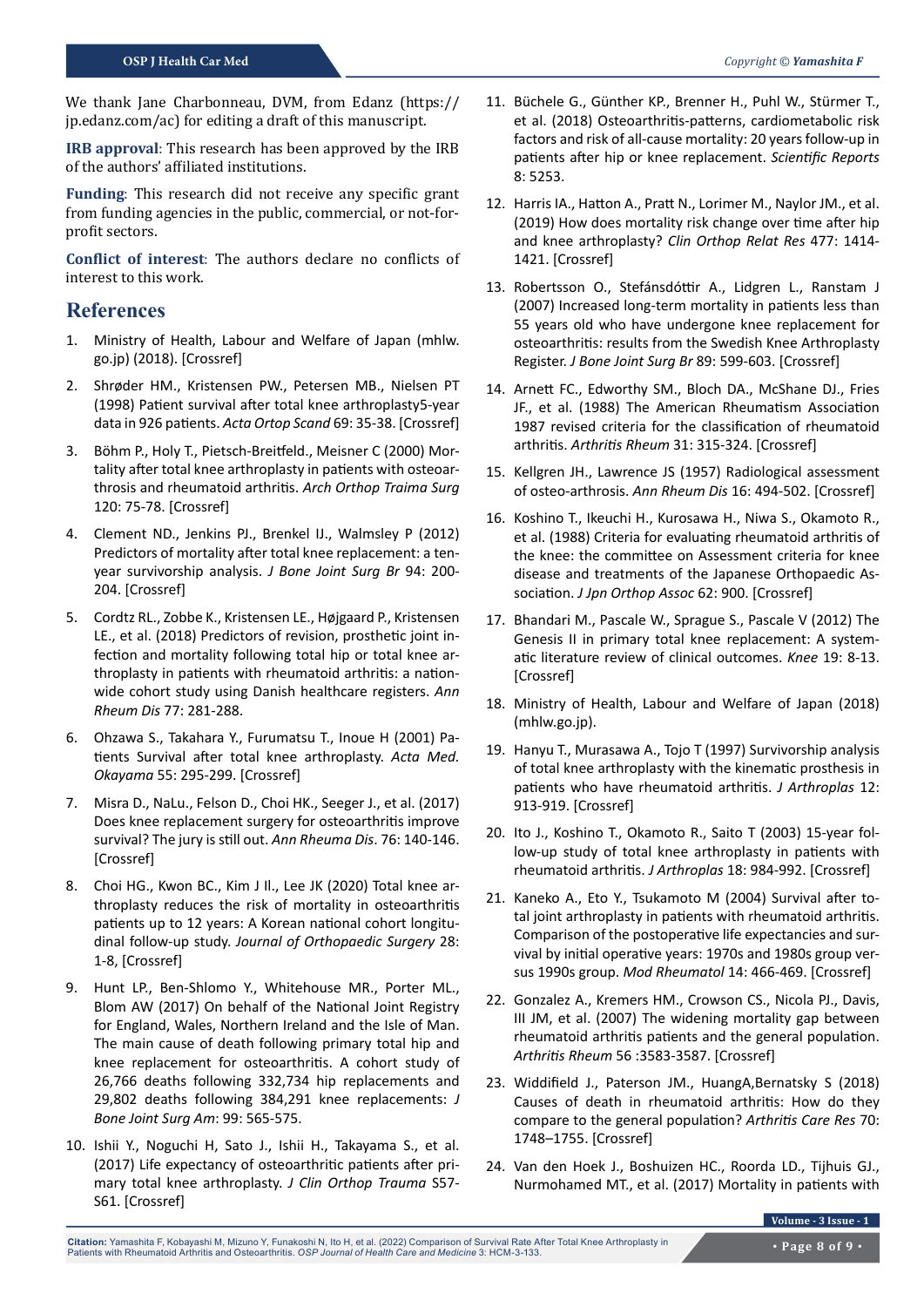We thank Jane Charbonneau, DVM, from Edanz (https://jp.edanz.com/ac) for editing a draft of this manuscript.

**IRB approval**: This research has been approved by the IRB of the authors' affiliated institutions.

**Funding**: This research did not receive any specific grant from funding agencies in the public, commercial, or not-for-profit sectors.

**Conflict of interest**: The authors declare no conflicts of interest to this work.

## References

1. Ministry of Health, Labour and Welfare of Japan (mhlw.go.jp) (2018). [Crossref]
2. Shrøder HM., Kristensen PW., Petersen MB., Nielsen PT (1998) Patient survival after total knee arthroplasty5-year data in 926 patients. *Acta Ortop Scand* 69: 35-38. [Crossref]
3. Böhm P., Holy T., Pietsch-Breitfeld., Meisner C (2000) Mortality after total knee arthroplasty in patients with osteoarthrosis and rheumatoid arthritis. *Arch Orthop Traima Surg* 120: 75-78. [Crossref]
4. Clement ND., Jenkins PJ., Brenkel IJ., Walmsley P (2012) Predictors of mortality after total knee replacement: a ten-year survivorship analysis. *J Bone Joint Surg Br* 94: 200-204. [Crossref]
5. Cordtz RL., Zobbe K., Kristensen LE., Højgaard P., Kristensen LE., et al. (2018) Predictors of revision, prosthetic joint infection and mortality following total hip or total knee arthroplasty in patients with rheumatoid arthritis: a nationwide cohort study using Danish healthcare registers. *Ann Rheum Dis* 77: 281-288.
6. Ohzawa S., Takahara Y., Furumatsu T., Inoue H (2001) Patients Survival after total knee arthroplasty. *Acta Med. Okayama* 55: 295-299. [Crossref]
7. Misra D., NaLu., Felson D., Choi HK., Seeger J., et al. (2017) Does knee replacement surgery for osteoarthritis improve survival? The jury is still out. *Ann Rheuma Dis*. 76: 140-146. [Crossref]
8. Choi HG., Kwon BC., Kim J Il., Lee JK (2020) Total knee arthroplasty reduces the risk of mortality in osteoarthritis patients up to 12 years: A Korean national cohort longitudinal follow-up study. *Journal of Orthopaedic Surgery* 28: 1-8, [Crossref]
9. Hunt LP., Ben-Shlomo Y., Whitehouse MR., Porter ML., Blom AW (2017) On behalf of the National Joint Registry for England, Wales, Northern Ireland and the Isle of Man. The main cause of death following primary total hip and knee replacement for osteoarthritis. A cohort study of 26,766 deaths following 332,734 hip replacements and 29,802 deaths following 384,291 knee replacements: *J Bone Joint Surg Am*: 99: 565-575.
10. Ishii Y., Noguchi H, Sato J., Ishii H., Takayama S., et al. (2017) Life expectancy of osteoarthritic patients after primary total knee arthroplasty. *J Clin Orthop Trauma* S57-S61. [Crossref]
11. Büchele G., Günther KP., Brenner H., Puhl W., Stürmer T., et al. (2018) Osteoarthritis-patterns, cardiometabolic risk factors and risk of all-cause mortality: 20 years follow-up in patients after hip or knee replacement. *Scientific Reports* 8: 5253.
12. Harris IA., Hatton A., Pratt N., Lorimer M., Naylor JM., et al. (2019) How does mortality risk change over time after hip and knee arthroplasty? *Clin Orthop Relat Res* 477: 1414-1421. [Crossref]
13. Robertsson O., Stefánsdóttir A., Lidgren L., Ranstam J (2007) Increased long-term mortality in patients less than 55 years old who have undergone knee replacement for osteoarthritis: results from the Swedish Knee Arthroplasty Register. *J Bone Joint Surg Br* 89: 599-603. [Crossref]
14. Arnett FC., Edworthy SM., Bloch DA., McShane DJ., Fries JF., et al. (1988) The American Rheumatism Association 1987 revised criteria for the classification of rheumatoid arthritis. *Arthritis Rheum* 31: 315-324. [Crossref]
15. Kellgren JH., Lawrence JS (1957) Radiological assessment of osteo-arthrosis. *Ann Rheum Dis* 16: 494-502. [Crossref]
16. Koshino T., Ikeuchi H., Kurosawa H., Niwa S., Okamoto R., et al. (1988) Criteria for evaluating rheumatoid arthritis of the knee: the committee on Assessment criteria for knee disease and treatments of the Japanese Orthopaedic Association. *J Jpn Orthop Assoc* 62: 900. [Crossref]
17. Bhandari M., Pascale W., Sprague S., Pascale V (2012) The Genesis II in primary total knee replacement: A systematic literature review of clinical outcomes. *Knee* 19: 8-13. [Crossref]
18. Ministry of Health, Labour and Welfare of Japan (2018) (mhlw.go.jp).
19. Hanyu T., Murasawa A., Tojo T (1997) Survivorship analysis of total knee arthroplasty with the kinematic prosthesis in patients who have rheumatoid arthritis. *J Arthroplas* 12: 913-919. [Crossref]
20. Ito J., Koshino T., Okamoto R., Saito T (2003) 15-year follow-up study of total knee arthroplasty in patients with rheumatoid arthritis. *J Arthroplas* 18: 984-992. [Crossref]
21. Kaneko A., Eto Y., Tsukamoto M (2004) Survival after total joint arthroplasty in patients with rheumatoid arthritis. Comparison of the postoperative life expectancies and survival by initial operative years: 1970s and 1980s group versus 1990s group. *Mod Rheumatol* 14: 466-469. [Crossref]
22. Gonzalez A., Kremers HM., Crowson CS., Nicola PJ., Davis, III JM, et al. (2007) The widening mortality gap between rheumatoid arthritis patients and the general population. *Arthritis Rheum* 56 :3583-3587. [Crossref]
23. Widdifield J., Paterson JM., HuangA,Bernatsky S (2018) Causes of death in rheumatoid arthritis: How do they compare to the general population? *Arthritis Care Res* 70: 1748–1755. [Crossref]
24. Van den Hoek J., Boshuizen HC., Roorda LD., Tijhuis GJ., Nurmohamed MT., et al. (2017) Mortality in patients with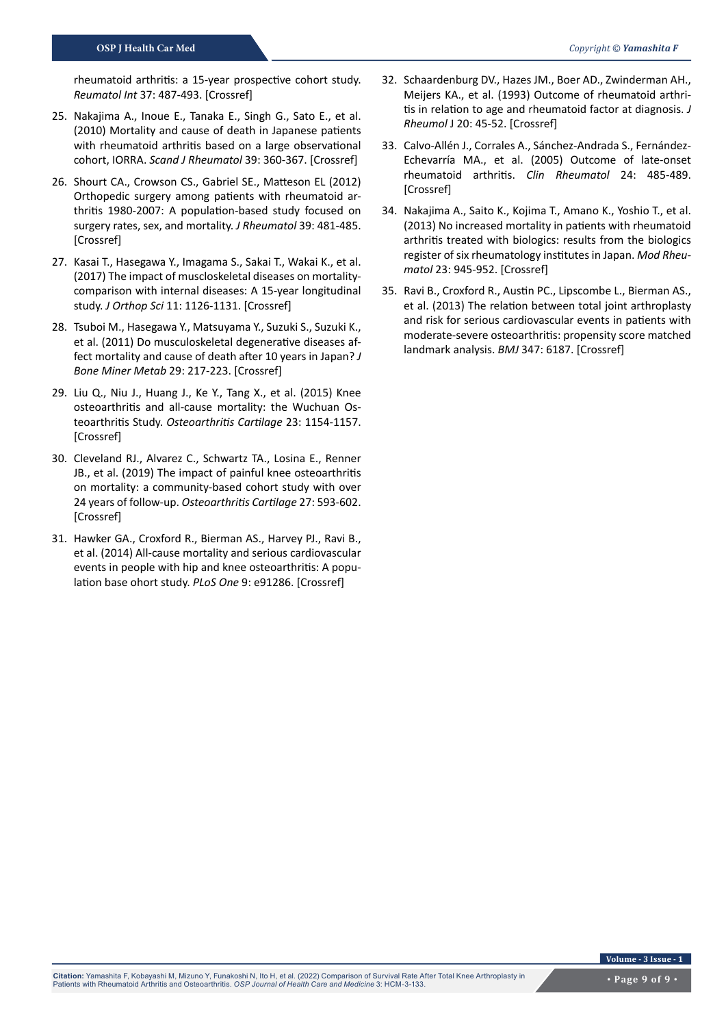rheumatoid arthritis: a 15-year prospective cohort study. *Reumatol Int* 37: 487-493. [Crossref]

25. Nakajima A., Inoue E., Tanaka E., Singh G., Sato E., et al. (2010) Mortality and cause of death in Japanese patients with rheumatoid arthritis based on a large observational cohort, IORRA. *Scand J Rheumatol* 39: 360-367. [Crossref]
26. Shourt CA., Crowson CS., Gabriel SE., Matteson EL (2012) Orthopedic surgery among patients with rheumatoid arthritis 1980-2007: A population-based study focused on surgery rates, sex, and mortality. *J Rheumatol* 39: 481-485. [Crossref]
27. Kasai T., Hasegawa Y., Imagama S., Sakai T., Wakai K., et al. (2017) The impact of muscloskeletal diseases on mortality-comparison with internal diseases: A 15-year longitudinal study. *J Orthop Sci* 11: 1126-1131. [Crossref]
28. Tsuboi M., Hasegawa Y., Matsuyama Y., Suzuki S., Suzuki K., et al. (2011) Do musculoskeletal degenerative diseases affect mortality and cause of death after 10 years in Japan? *J Bone Miner Metab* 29: 217-223. [Crossref]
29. Liu Q., Niu J., Huang J., Ke Y., Tang X., et al. (2015) Knee osteoarthritis and all-cause mortality: the Wuchuan Osteoarthritis Study. *Osteoarthritis Cartilage* 23: 1154-1157. [Crossref]
30. Cleveland RJ., Alvarez C., Schwartz TA., Losina E., Renner JB., et al. (2019) The impact of painful knee osteoarthritis on mortality: a community-based cohort study with over 24 years of follow-up. *Osteoarthritis Cartilage* 27: 593-602. [Crossref]
31. Hawker GA., Croxford R., Bierman AS., Harvey PJ., Ravi B., et al. (2014) All-cause mortality and serious cardiovascular events in people with hip and knee osteoarthritis: A population base ohort study. *PLoS One* 9: e91286. [Crossref]
32. Schaardenburg DV., Hazes JM., Boer AD., Zwinderman AH., Meijers KA., et al. (1993) Outcome of rheumatoid arthritis in relation to age and rheumatoid factor at diagnosis. *J Rheumol* J 20: 45-52. [Crossref]
33. Calvo-Allén J., Corrales A., Sánchez-Andrada S., Fernández-Echevarría MA., et al. (2005) Outcome of late-onset rheumatoid arthritis. *Clin Rheumatol* 24: 485-489. [Crossref]
34. Nakajima A., Saito K., Kojima T., Amano K., Yoshio T., et al. (2013) No increased mortality in patients with rheumatoid arthritis treated with biologics: results from the biologics register of six rheumatology institutes in Japan. *Mod Rheumatol* 23: 945-952. [Crossref]
35. Ravi B., Croxford R., Austin PC., Lipscombe L., Bierman AS., et al. (2013) The relation between total joint arthroplasty and risk for serious cardiovascular events in patients with moderate-severe osteoarthritis: propensity score matched landmark analysis. *BMJ* 347: 6187. [Crossref]